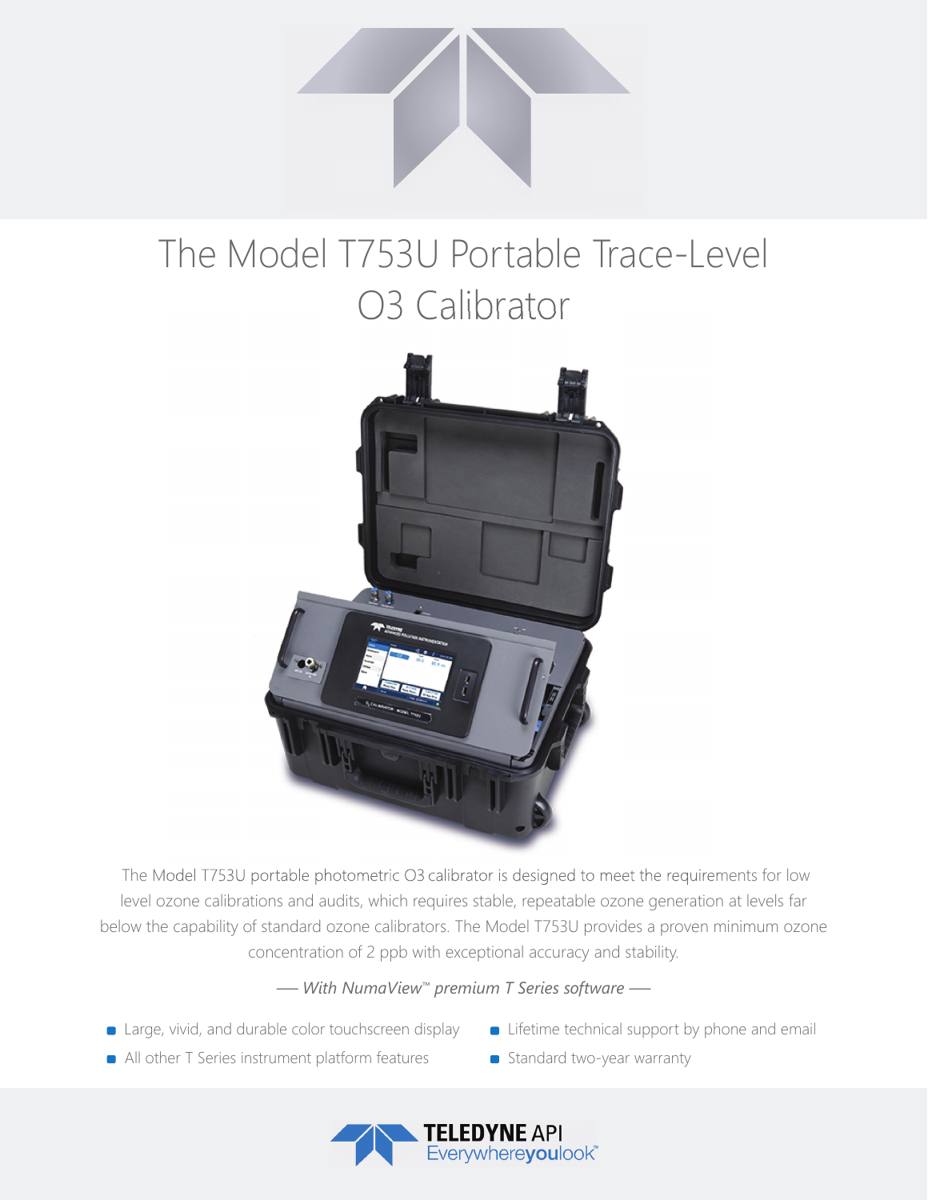# The Model T753U Portable Trace-Level O3 Calibrator

The Model T753U portable photometric O3 calibrator is designed to meet the requirements for low level ozone calibrations and audits, which requires stable, repeatable ozone generation at levels far below the capability of standard ozone calibrators. The Model T753U provides a proven minimum ozone concentration of 2 ppb with exceptional accuracy and stability.

*— With NumaView™ premium T Series software —*

- Large, vivid, and durable color touchscreen display
- All other T Series instrument platform features
- Lifetime technical support by phone and email
- Standard two-year warranty

**TELEDYNE** API
Everywhere**you**look™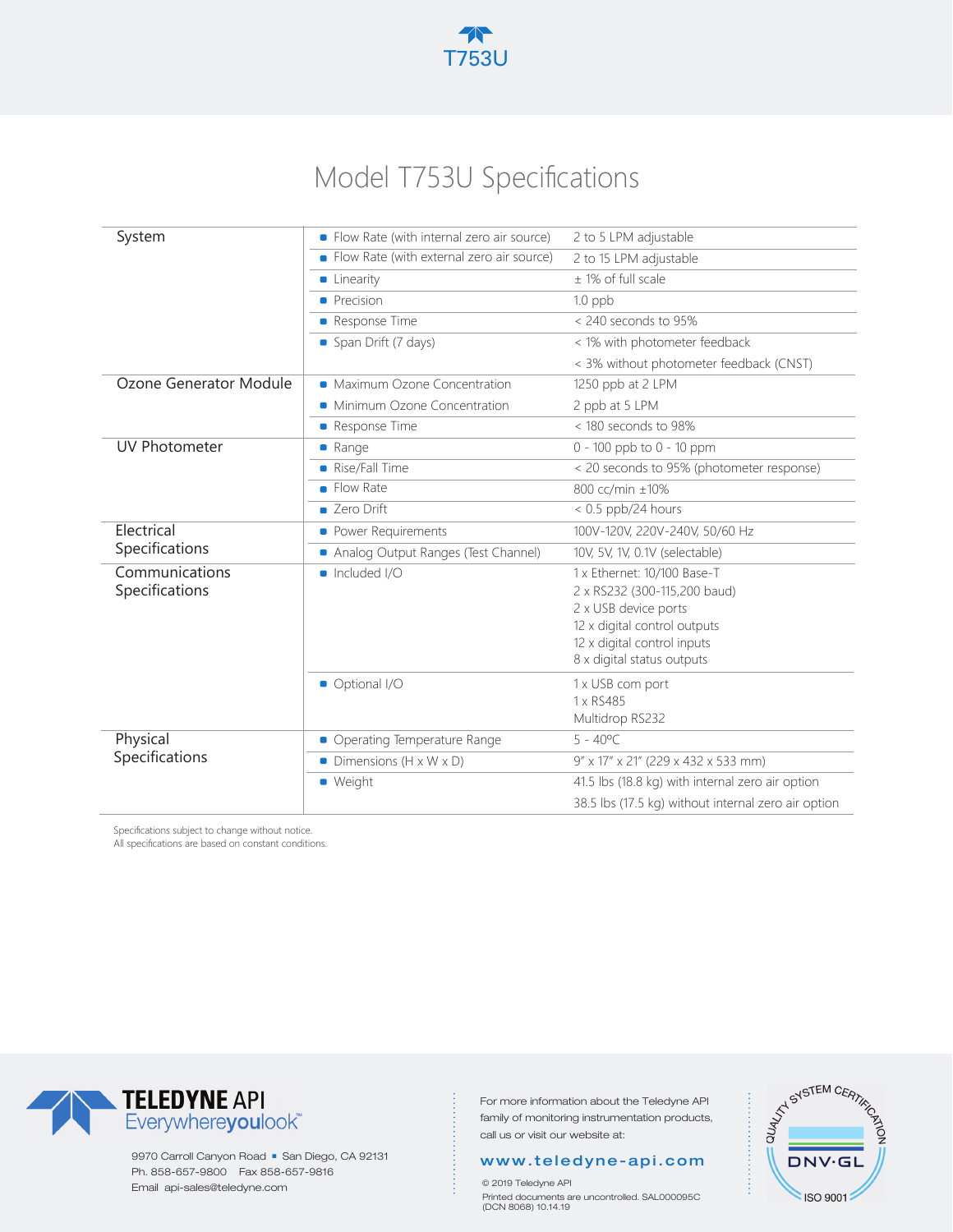# Model T753U Specifications

| | | |
|---|---|---|
| System | Flow Rate (with internal zero air source) | 2 to 5 LPM adjustable |
| | Flow Rate (with external zero air source) | 2 to 15 LPM adjustable |
| | Linearity | ± 1% of full scale |
| | Precision | 1.0 ppb |
| | Response Time | < 240 seconds to 95% |
| | Span Drift (7 days) | < 1% with photometer feedback<br>< 3% without photometer feedback (CNST) |
| Ozone Generator Module | Maximum Ozone Concentration | 1250 ppb at 2 LPM |
| | Minimum Ozone Concentration | 2 ppb at 5 LPM |
| | Response Time | < 180 seconds to 98% |
| UV Photometer | Range | 0 - 100 ppb to 0 - 10 ppm |
| | Rise/Fall Time | < 20 seconds to 95% (photometer response) |
| | Flow Rate | 800 cc/min ±10% |
| | Zero Drift | < 0.5 ppb/24 hours |
| Electrical Specifications | Power Requirements | 100V-120V, 220V-240V, 50/60 Hz |
| | Analog Output Ranges (Test Channel) | 10V, 5V, 1V, 0.1V (selectable) |
| Communications Specifications | Included I/O | 1 x Ethernet: 10/100 Base-T<br>2 x RS232 (300-115,200 baud)<br>2 x USB device ports<br>12 x digital control outputs<br>12 x digital control inputs<br>8 x digital status outputs |
| | Optional I/O | 1 x USB com port<br>1 x RS485<br>Multidrop RS232 |
| Physical Specifications | Operating Temperature Range | 5 - 40ºC |
| | Dimensions (H x W x D) | 9" x 17" x 21" (229 x 432 x 533 mm) |
| | Weight | 41.5 lbs (18.8 kg) with internal zero air option<br>38.5 lbs (17.5 kg) without internal zero air option |

Specifications subject to change without notice.
All specifications are based on constant conditions.

**TELEDYNE API**
Everywhereyoulook™

9970 Carroll Canyon Road ▪ San Diego, CA 92131
Ph. 858-657-9800 Fax 858-657-9816
Email api-sales@teledyne.com

For more information about the Teledyne API family of monitoring instrumentation products, call us or visit our website at:

**www.teledyne-api.com**

© 2019 Teledyne API
Printed documents are uncontrolled. SAL000095C (DCN 8068) 10.14.19

QUALITY SYSTEM CERTIFICATION
DNV·GL
ISO 9001